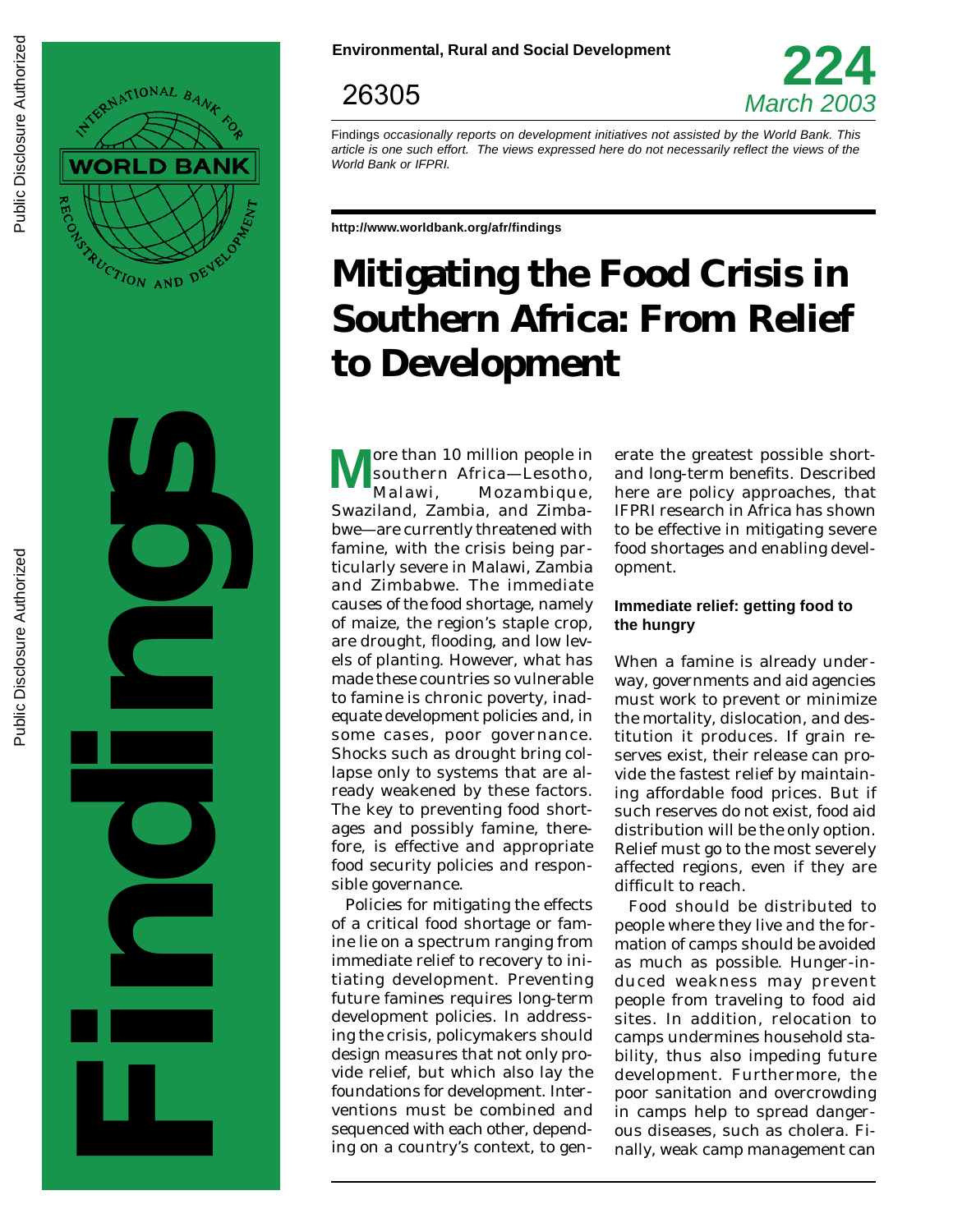Environmental, Rural and Social Development

26305

**224**
*March 2003*

Findings *occasionally reports on development initiatives not assisted by the World Bank. This article is one such effort. The views expressed here do not necessarily reflect the views of the World Bank or IFPRI.*

http://www.worldbank.org/afr/findings

# Mitigating the Food Crisis in Southern Africa: From Relief to Development

More than 10 million people in southern Africa—Lesotho, Malawi, Mozambique, Swaziland, Zambia, and Zimbabwe—are currently threatened with famine, with the crisis being particularly severe in Malawi, Zambia and Zimbabwe. The immediate causes of the food shortage, namely of maize, the region's staple crop, are drought, flooding, and low levels of planting. However, what has made these countries so vulnerable to famine is chronic poverty, inadequate development policies and, in some cases, poor governance. Shocks such as drought bring collapse only to systems that are already weakened by these factors. The key to preventing food shortages and possibly famine, therefore, is effective and appropriate food security policies and responsible governance.

Policies for mitigating the effects of a critical food shortage or famine lie on a spectrum ranging from immediate relief to recovery to initiating development. Preventing future famines requires long-term development policies. In addressing the crisis, policymakers should design measures that not only provide relief, but which also lay the foundations for development. Interventions must be combined and sequenced with each other, depending on a country's context, to generate the greatest possible short- and long-term benefits. Described here are policy approaches, that IFPRI research in Africa has shown to be effective in mitigating severe food shortages and enabling development.

### Immediate relief: getting food to the hungry

When a famine is already underway, governments and aid agencies must work to prevent or minimize the mortality, dislocation, and destitution it produces. If grain reserves exist, their release can provide the fastest relief by maintaining affordable food prices. But if such reserves do not exist, food aid distribution will be the only option. Relief must go to the most severely affected regions, even if they are difficult to reach.

Food should be distributed to people where they live and the formation of camps should be avoided as much as possible. Hunger-induced weakness may prevent people from traveling to food aid sites. In addition, relocation to camps undermines household stability, thus also impeding future development. Furthermore, the poor sanitation and overcrowding in camps help to spread dangerous diseases, such as cholera. Finally, weak camp management can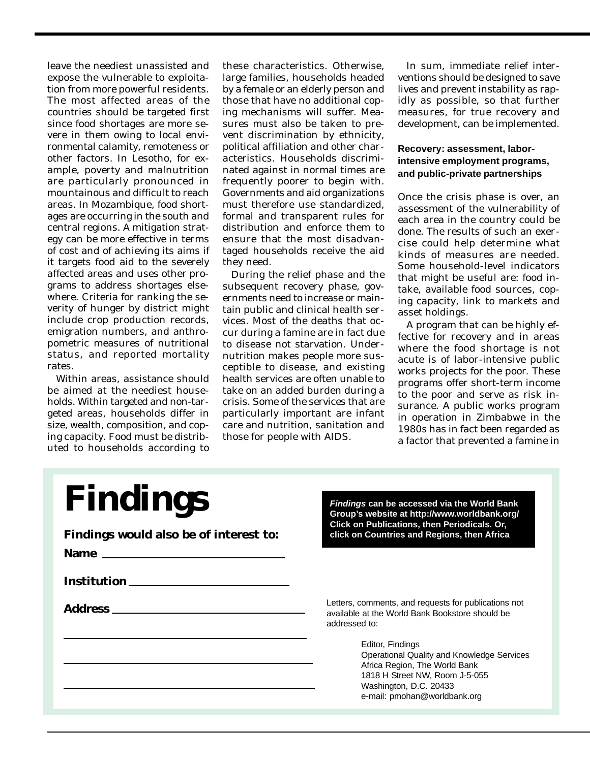leave the neediest unassisted and expose the vulnerable to exploitation from more powerful residents. The most affected areas of the countries should be targeted first since food shortages are more severe in them owing to local environmental calamity, remoteness or other factors. In Lesotho, for example, poverty and malnutrition are particularly pronounced in mountainous and difficult to reach areas. In Mozambique, food shortages are occurring in the south and central regions. A mitigation strategy can be more effective in terms of cost and of achieving its aims if it targets food aid to the severely affected areas and uses other programs to address shortages elsewhere. Criteria for ranking the severity of hunger by district might include crop production records, emigration numbers, and anthropometric measures of nutritional status, and reported mortality rates.

Within areas, assistance should be aimed at the neediest households. Within targeted and non-targeted areas, households differ in size, wealth, composition, and coping capacity. Food must be distributed to households according to these characteristics. Otherwise, large families, households headed by a female or an elderly person and those that have no additional coping mechanisms will suffer. Measures must also be taken to prevent discrimination by ethnicity, political affiliation and other characteristics. Households discriminated against in normal times are frequently poorer to begin with. Governments and aid organizations must therefore use standardized, formal and transparent rules for distribution and enforce them to ensure that the most disadvantaged households receive the aid they need.

During the relief phase and the subsequent recovery phase, governments need to increase or maintain public and clinical health services. Most of the deaths that occur during a famine are in fact due to disease not starvation. Undernutrition makes people more susceptible to disease, and existing health services are often unable to take on an added burden during a crisis. Some of the services that are particularly important are infant care and nutrition, sanitation and those for people with AIDS.

In sum, immediate relief interventions should be designed to save lives and prevent instability as rapidly as possible, so that further measures, for true recovery and development, can be implemented.

#### Recovery: assessment, labor-intensive employment programs, and public-private partnerships

Once the crisis phase is over, an assessment of the vulnerability of each area in the country could be done. The results of such an exercise could help determine what kinds of measures are needed. Some household-level indicators that might be useful are: food intake, available food sources, coping capacity, link to markets and asset holdings.

A program that can be highly effective for recovery and in areas where the food shortage is not acute is of labor-intensive public works projects for the poor. These programs offer short-term income to the poor and serve as risk insurance. A public works program in operation in Zimbabwe in the 1980s has in fact been regarded as a factor that prevented a famine in

# Findings

**Findings would also be of interest to:**

**Name** \_\_\_\_\_\_\_\_\_\_\_\_\_\_\_\_\_\_\_\_\_\_\_\_\_\_\_\_

**Institution** \_\_\_\_\_\_\_\_\_\_\_\_\_\_\_\_\_\_\_\_\_\_\_\_\_\_\_\_

**Address** \_\_\_\_\_\_\_\_\_\_\_\_\_\_\_\_\_\_\_\_\_\_\_\_\_\_\_\_

**_Findings_ can be accessed via the World Bank Group's website at http://www.worldbank.org/ Click on Publications, then Periodicals. Or, click on Countries and Regions, then Africa**

Letters, comments, and requests for publications not available at the World Bank Bookstore should be addressed to:

Editor, Findings
Operational Quality and Knowledge Services
Africa Region, The World Bank
1818 H Street NW, Room J-5-055
Washington, D.C. 20433
e-mail: pmohan@worldbank.org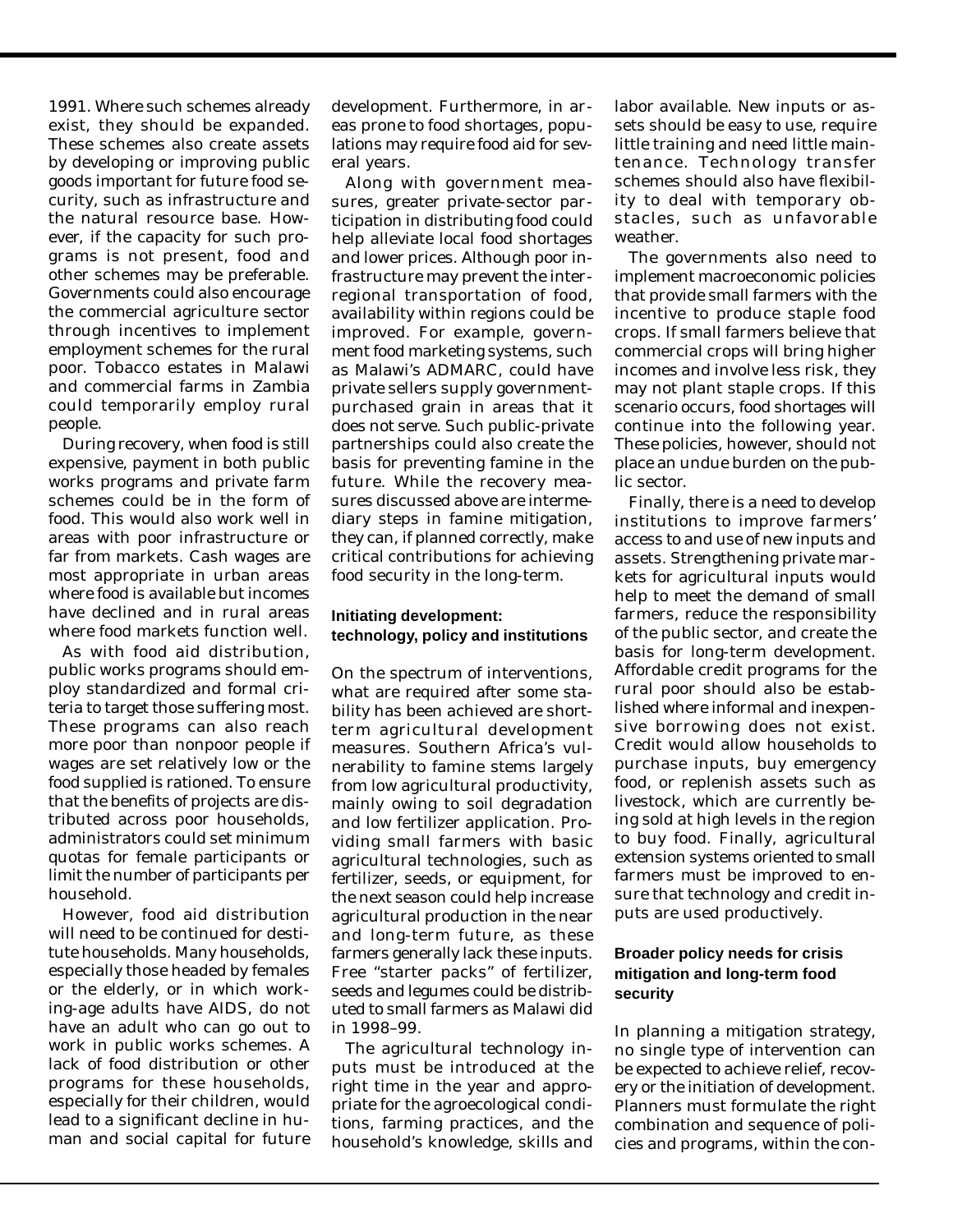1991. Where such schemes already exist, they should be expanded. These schemes also create assets by developing or improving public goods important for future food security, such as infrastructure and the natural resource base. However, if the capacity for such programs is not present, food and other schemes may be preferable. Governments could also encourage the commercial agriculture sector through incentives to implement employment schemes for the rural poor. Tobacco estates in Malawi and commercial farms in Zambia could temporarily employ rural people.

During recovery, when food is still expensive, payment in both public works programs and private farm schemes could be in the form of food. This would also work well in areas with poor infrastructure or far from markets. Cash wages are most appropriate in urban areas where food is available but incomes have declined and in rural areas where food markets function well.

As with food aid distribution, public works programs should employ standardized and formal criteria to target those suffering most. These programs can also reach more poor than nonpoor people if wages are set relatively low or the food supplied is rationed. To ensure that the benefits of projects are distributed across poor households, administrators could set minimum quotas for female participants or limit the number of participants per household.

However, food aid distribution will need to be continued for destitute households. Many households, especially those headed by females or the elderly, or in which working-age adults have AIDS, do not have an adult who can go out to work in public works schemes. A lack of food distribution or other programs for these households, especially for their children, would lead to a significant decline in human and social capital for future development. Furthermore, in areas prone to food shortages, populations may require food aid for several years.

Along with government measures, greater private-sector participation in distributing food could help alleviate local food shortages and lower prices. Although poor infrastructure may prevent the interregional transportation of food, availability within regions could be improved. For example, government food marketing systems, such as Malawi's ADMARC, could have private sellers supply government-purchased grain in areas that it does not serve. Such public-private partnerships could also create the basis for preventing famine in the future. While the recovery measures discussed above are intermediary steps in famine mitigation, they can, if planned correctly, make critical contributions for achieving food security in the long-term.

### Initiating development: technology, policy and institutions

On the spectrum of interventions, what are required after some stability has been achieved are short-term agricultural development measures. Southern Africa's vulnerability to famine stems largely from low agricultural productivity, mainly owing to soil degradation and low fertilizer application. Providing small farmers with basic agricultural technologies, such as fertilizer, seeds, or equipment, for the next season could help increase agricultural production in the near and long-term future, as these farmers generally lack these inputs. Free "starter packs" of fertilizer, seeds and legumes could be distributed to small farmers as Malawi did in 1998–99.

The agricultural technology inputs must be introduced at the right time in the year and appropriate for the agroecological conditions, farming practices, and the household's knowledge, skills and labor available. New inputs or assets should be easy to use, require little training and need little maintenance. Technology transfer schemes should also have flexibility to deal with temporary obstacles, such as unfavorable weather.

The governments also need to implement macroeconomic policies that provide small farmers with the incentive to produce staple food crops. If small farmers believe that commercial crops will bring higher incomes and involve less risk, they may not plant staple crops. If this scenario occurs, food shortages will continue into the following year. These policies, however, should not place an undue burden on the public sector.

Finally, there is a need to develop institutions to improve farmers' access to and use of new inputs and assets. Strengthening private markets for agricultural inputs would help to meet the demand of small farmers, reduce the responsibility of the public sector, and create the basis for long-term development. Affordable credit programs for the rural poor should also be established where informal and inexpensive borrowing does not exist. Credit would allow households to purchase inputs, buy emergency food, or replenish assets such as livestock, which are currently being sold at high levels in the region to buy food. Finally, agricultural extension systems oriented to small farmers must be improved to ensure that technology and credit inputs are used productively.

### Broader policy needs for crisis mitigation and long-term food security

In planning a mitigation strategy, no single type of intervention can be expected to achieve relief, recovery or the initiation of development. Planners must formulate the right combination and sequence of policies and programs, within the con-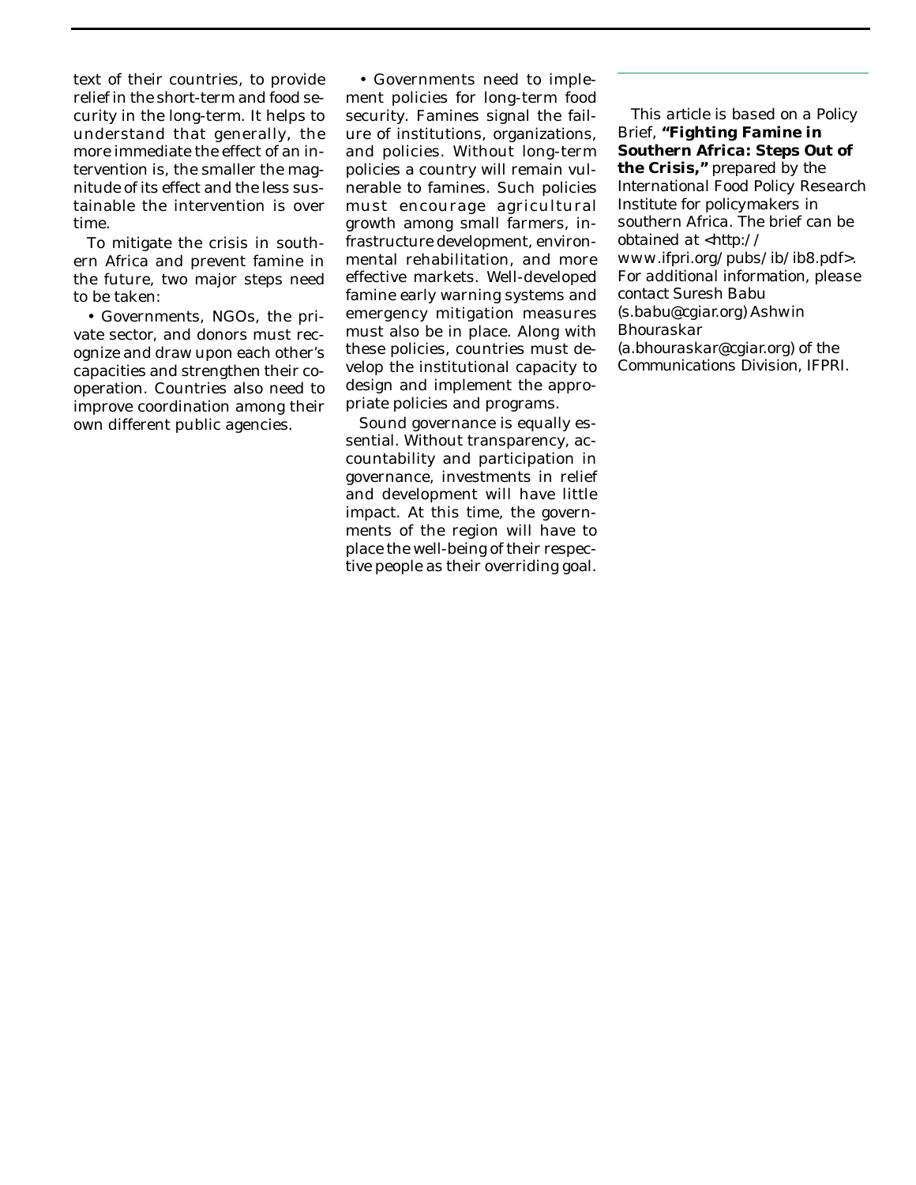text of their countries, to provide relief in the short-term and food security in the long-term. It helps to understand that generally, the more immediate the effect of an intervention is, the smaller the magnitude of its effect and the less sustainable the intervention is over time.

To mitigate the crisis in southern Africa and prevent famine in the future, two major steps need to be taken:

• Governments, NGOs, the private sector, and donors must recognize and draw upon each other's capacities and strengthen their cooperation. Countries also need to improve coordination among their own different public agencies.

• Governments need to implement policies for long-term food security. Famines signal the failure of institutions, organizations, and policies. Without long-term policies a country will remain vulnerable to famines. Such policies must encourage agricultural growth among small farmers, infrastructure development, environmental rehabilitation, and more effective markets. Well-developed famine early warning systems and emergency mitigation measures must also be in place. Along with these policies, countries must develop the institutional capacity to design and implement the appropriate policies and programs.

Sound governance is equally essential. Without transparency, accountability and participation in governance, investments in relief and development will have little impact. At this time, the governments of the region will have to place the well-being of their respective people as their overriding goal.

---

This article is based on a Policy Brief, **"Fighting Famine in Southern Africa: Steps Out of the Crisis,"** prepared by the International Food Policy Research Institute for policymakers in southern Africa. The brief can be obtained at <http://www.ifpri.org/pubs/ib/ib8.pdf>. For additional information, please contact Suresh Babu (s.babu@cgiar.org) Ashwin Bhouraskar (a.bhouraskar@cgiar.org) of the Communications Division, IFPRI.